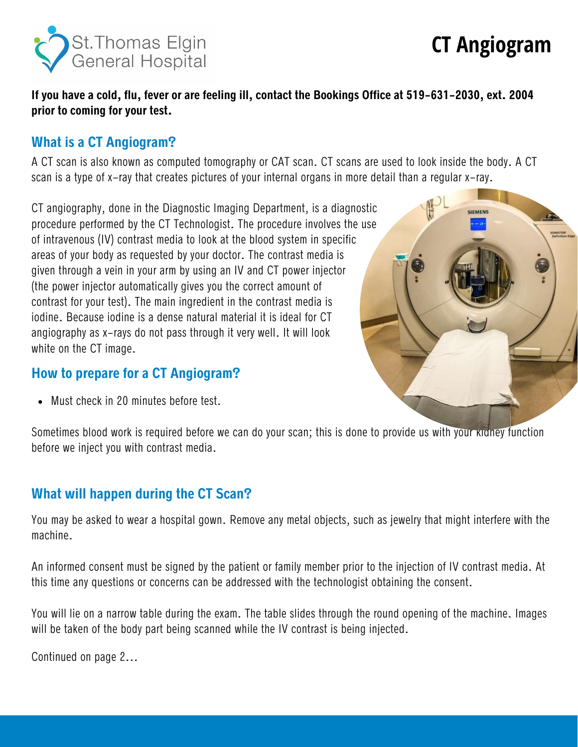St.Thomas Elgin General Hospital

# CT Angiogram

**If you have a cold, flu, fever or are feeling ill, contact the Bookings Office at 519-631-2030, ext. 2004 prior to coming for your test.**

## What is a CT Angiogram?

A CT scan is also known as computed tomography or CAT scan. CT scans are used to look inside the body. A CT scan is a type of x-ray that creates pictures of your internal organs in more detail than a regular x-ray.

CT angiography, done in the Diagnostic Imaging Department, is a diagnostic procedure performed by the CT Technologist. The procedure involves the use of intravenous (IV) contrast media to look at the blood system in specific areas of your body as requested by your doctor. The contrast media is given through a vein in your arm by using an IV and CT power injector (the power injector automatically gives you the correct amount of contrast for your test). The main ingredient in the contrast media is iodine. Because iodine is a dense natural material it is ideal for CT angiography as x-rays do not pass through it very well. It will look white on the CT image.

## How to prepare for a CT Angiogram?

- Must check in 20 minutes before test.

Sometimes blood work is required before we can do your scan; this is done to provide us with your kidney function before we inject you with contrast media.

## What will happen during the CT Scan?

You may be asked to wear a hospital gown. Remove any metal objects, such as jewelry that might interfere with the machine.

An informed consent must be signed by the patient or family member prior to the injection of IV contrast media. At this time any questions or concerns can be addressed with the technologist obtaining the consent.

You will lie on a narrow table during the exam. The table slides through the round opening of the machine. Images will be taken of the body part being scanned while the IV contrast is being injected.

Continued on page 2...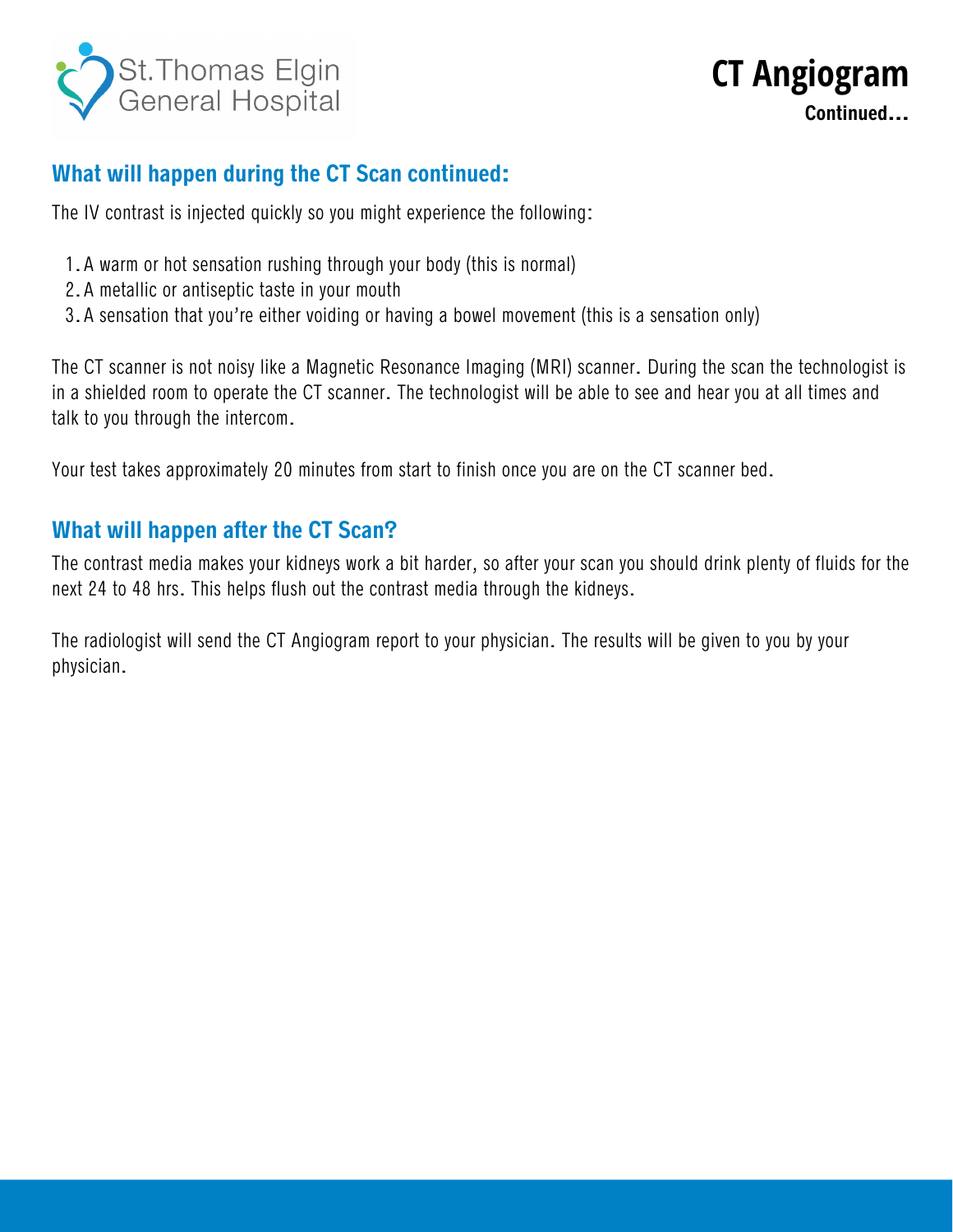## What will happen during the CT Scan continued:

The IV contrast is injected quickly so you might experience the following:

1. A warm or hot sensation rushing through your body (this is normal)
2. A metallic or antiseptic taste in your mouth
3. A sensation that you're either voiding or having a bowel movement (this is a sensation only)

The CT scanner is not noisy like a Magnetic Resonance Imaging (MRI) scanner. During the scan the technologist is in a shielded room to operate the CT scanner. The technologist will be able to see and hear you at all times and talk to you through the intercom.

Your test takes approximately 20 minutes from start to finish once you are on the CT scanner bed.

## What will happen after the CT Scan?

The contrast media makes your kidneys work a bit harder, so after your scan you should drink plenty of fluids for the next 24 to 48 hrs. This helps flush out the contrast media through the kidneys.

The radiologist will send the CT Angiogram report to your physician. The results will be given to you by your physician.